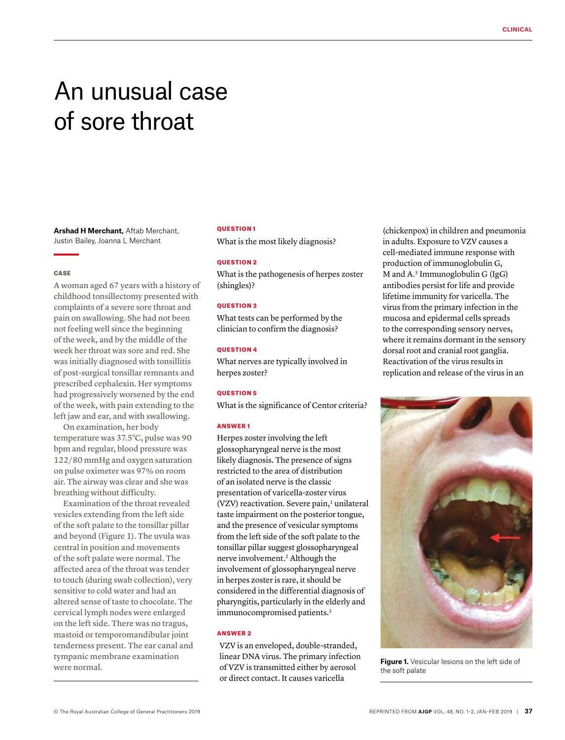# An unusual case of sore throat

**Arshad H Merchant,** Aftab Merchant, Justin Bailey, Joanna L Merchant

### CASE

A woman aged 67 years with a history of childhood tonsillectomy presented with complaints of a severe sore throat and pain on swallowing. She had not been not feeling well since the beginning of the week, and by the middle of the week her throat was sore and red. She was initially diagnosed with tonsillitis of post-surgical tonsillar remnants and prescribed cephalexin. Her symptoms had progressively worsened by the end of the week, with pain extending to the left jaw and ear, and with swallowing.

On examination, her body temperature was 37.5°C, pulse was 90 bpm and regular, blood pressure was 122/80 mmHg and oxygen saturation on pulse oximeter was 97% on room air. The airway was clear and she was breathing without difficulty.

Examination of the throat revealed vesicles extending from the left side of the soft palate to the tonsillar pillar and beyond (Figure 1). The uvula was central in position and movements of the soft palate were normal. The affected area of the throat was tender to touch (during swab collection), very sensitive to cold water and had an altered sense of taste to chocolate. The cervical lymph nodes were enlarged on the left side. There was no tragus, mastoid or temporomandibular joint tenderness present. The ear canal and tympanic membrane examination were normal.

### QUESTION 1

What is the most likely diagnosis?

### QUESTION 2

What is the pathogenesis of herpes zoster (shingles)?

### QUESTION 3

What tests can be performed by the clinician to confirm the diagnosis?

### QUESTION 4

What nerves are typically involved in herpes zoster?

### QUESTION 5

What is the significance of Centor criteria?

### ANSWER 1

Herpes zoster involving the left glossopharyngeal nerve is the most likely diagnosis. The presence of signs restricted to the area of distribution of an isolated nerve is the classic presentation of varicella-zoster virus (VZV) reactivation. Severe pain,[1] unilateral taste impairment on the posterior tongue, and the presence of vesicular symptoms from the left side of the soft palate to the tonsillar pillar suggest glossopharyngeal nerve involvement.[2] Although the involvement of glossopharyngeal nerve in herpes zoster is rare, it should be considered in the differential diagnosis of pharyngitis, particularly in the elderly and immunocompromised patients.[3]

### ANSWER 2

VZV is an enveloped, double-stranded, linear DNA virus. The primary infection of VZV is transmitted either by aerosol or direct contact. It causes varicella (chickenpox) in children and pneumonia in adults. Exposure to VZV causes a cell-mediated immune response with production of immunoglobulin G, M and A.[3] Immunoglobulin G (IgG) antibodies persist for life and provide lifetime immunity for varicella. The virus from the primary infection in the mucosa and epidermal cells spreads to the corresponding sensory nerves, where it remains dormant in the sensory dorsal root and cranial root ganglia. Reactivation of the virus results in replication and release of the virus in an

**Figure 1.** Vesicular lesions on the left side of the soft palate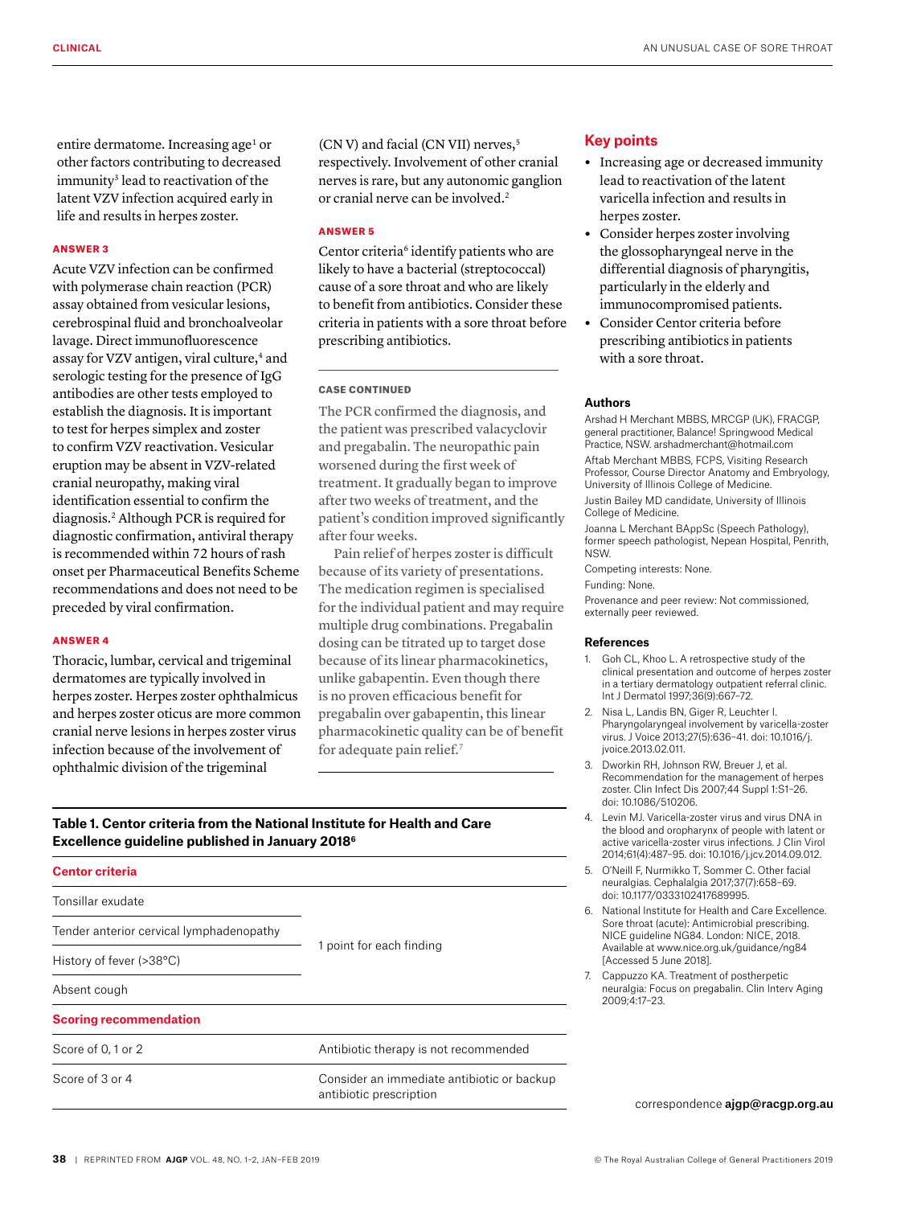entire dermatome. Increasing age[1] or other factors contributing to decreased immunity[3] lead to reactivation of the latent VZV infection acquired early in life and results in herpes zoster.

#### ANSWER 3

Acute VZV infection can be confirmed with polymerase chain reaction (PCR) assay obtained from vesicular lesions, cerebrospinal fluid and bronchoalveolar lavage. Direct immunofluorescence assay for VZV antigen, viral culture,[4] and serologic testing for the presence of IgG antibodies are other tests employed to establish the diagnosis. It is important to test for herpes simplex and zoster to confirm VZV reactivation. Vesicular eruption may be absent in VZV-related cranial neuropathy, making viral identification essential to confirm the diagnosis.[2] Although PCR is required for diagnostic confirmation, antiviral therapy is recommended within 72 hours of rash onset per Pharmaceutical Benefits Scheme recommendations and does not need to be preceded by viral confirmation.

#### ANSWER 4

Thoracic, lumbar, cervical and trigeminal dermatomes are typically involved in herpes zoster. Herpes zoster ophthalmicus and herpes zoster oticus are more common cranial nerve lesions in herpes zoster virus infection because of the involvement of ophthalmic division of the trigeminal (CN V) and facial (CN VII) nerves,[5] respectively. Involvement of other cranial nerves is rare, but any autonomic ganglion or cranial nerve can be involved.[2]

#### ANSWER 5

Centor criteria[6] identify patients who are likely to have a bacterial (streptococcal) cause of a sore throat and who are likely to benefit from antibiotics. Consider these criteria in patients with a sore throat before prescribing antibiotics.

#### CASE CONTINUED

The PCR confirmed the diagnosis, and the patient was prescribed valacyclovir and pregabalin. The neuropathic pain worsened during the first week of treatment. It gradually began to improve after two weeks of treatment, and the patient's condition improved significantly after four weeks.

Pain relief of herpes zoster is difficult because of its variety of presentations. The medication regimen is specialised for the individual patient and may require multiple drug combinations. Pregabalin dosing can be titrated up to target dose because of its linear pharmacokinetics, unlike gabapentin. Even though there is no proven efficacious benefit for pregabalin over gabapentin, this linear pharmacokinetic quality can be of benefit for adequate pain relief.[7]

**Table 1. Centor criteria from the National Institute for Health and Care Excellence guideline published in January 2018[6]**

| | |
|---|---|
| **Centor criteria** | |
| Tonsillar exudate | 1 point for each finding |
| Tender anterior cervical lymphadenopathy | |
| History of fever (>38°C) | |
| Absent cough | |
| **Scoring recommendation** | |
| Score of 0, 1 or 2 | Antibiotic therapy is not recommended |
| Score of 3 or 4 | Consider an immediate antibiotic or backup antibiotic prescription |

## Key points

- Increasing age or decreased immunity lead to reactivation of the latent varicella infection and results in herpes zoster.
- Consider herpes zoster involving the glossopharyngeal nerve in the differential diagnosis of pharyngitis, particularly in the elderly and immunocompromised patients.
- Consider Centor criteria before prescribing antibiotics in patients with a sore throat.

### Authors

Arshad H Merchant MBBS, MRCGP (UK), FRACGP, general practitioner, Balance! Springwood Medical Practice, NSW. arshadmerchant@hotmail.com

Aftab Merchant MBBS, FCPS, Visiting Research Professor, Course Director Anatomy and Embryology, University of Illinois College of Medicine.

Justin Bailey MD candidate, University of Illinois College of Medicine.

Joanna L Merchant BAppSc (Speech Pathology), former speech pathologist, Nepean Hospital, Penrith, NSW.

Competing interests: None.

Funding: None.

Provenance and peer review: Not commissioned, externally peer reviewed.

### References

1. Goh CL, Khoo L. A retrospective study of the clinical presentation and outcome of herpes zoster in a tertiary dermatology outpatient referral clinic. Int J Dermatol 1997;36(9):667–72.
2. Nisa L, Landis BN, Giger R, Leuchter I. Pharyngolaryngeal involvement by varicella-zoster virus. J Voice 2013;27(5):636–41. doi: 10.1016/j.jvoice.2013.02.011.
3. Dworkin RH, Johnson RW, Breuer J, et al. Recommendation for the management of herpes zoster. Clin Infect Dis 2007;44 Suppl 1:S1–26. doi: 10.1086/510206.
4. Levin MJ. Varicella-zoster virus and virus DNA in the blood and oropharynx of people with latent or active varicella-zoster virus infections. J Clin Virol 2014;61(4):487–95. doi: 10.1016/j.jcv.2014.09.012.
5. O'Neill F, Nurmikko T, Sommer C. Other facial neuralgias. Cephalalgia 2017;37(7):658–69. doi: 10.1177/0333102417689995.
6. National Institute for Health and Care Excellence. Sore throat (acute): Antimicrobial prescribing. NICE guideline NG84. London: NICE, 2018. Available at www.nice.org.uk/guidance/ng84 [Accessed 5 June 2018].
7. Cappuzzo KA. Treatment of postherpetic neuralgia: Focus on pregabalin. Clin Interv Aging 2009;4:17–23.

correspondence **ajgp@racgp.org.au**